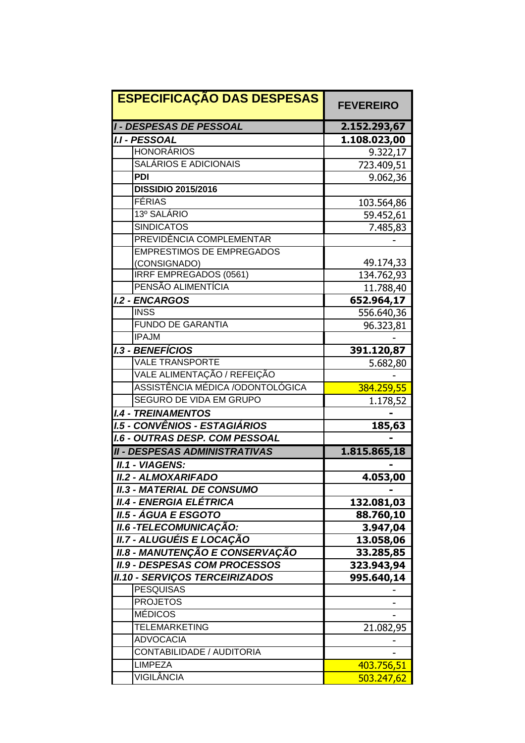| ESPECIFICAÇÃO DAS DESPESAS | | FEVEREIRO |
|---|---|---|
| ***I - DESPESAS DE PESSOAL*** | | **2.152.293,67** |
| ***I.I - PESSOAL*** | | **1.108.023,00** |
| | HONORÁRIOS | 9.322,17 |
| | SALÁRIOS E ADICIONAIS | 723.409,51 |
| | **PDI** | 9.062,36 |
| | **DISSIDIO 2015/2016** | |
| | FÉRIAS | 103.564,86 |
| | 13º SALÁRIO | 59.452,61 |
| | SINDICATOS | 7.485,83 |
| | PREVIDÊNCIA COMPLEMENTAR | - |
| | EMPRESTIMOS DE EMPREGADOS (CONSIGNADO) | 49.174,33 |
| | IRRF EMPREGADOS (0561) | 134.762,93 |
| | PENSÃO ALIMENTÍCIA | 11.788,40 |
| ***I.2 - ENCARGOS*** | | **652.964,17** |
| | INSS | 556.640,36 |
| | FUNDO DE GARANTIA | 96.323,81 |
| | IPAJM | - |
| ***I.3 - BENEFÍCIOS*** | | **391.120,87** |
| | VALE TRANSPORTE | 5.682,80 |
| | VALE ALIMENTAÇÃO / REFEIÇÃO | - |
| | ASSISTÊNCIA MÉDICA /ODONTOLÓGICA | 384.259,55 |
| | SEGURO DE VIDA EM GRUPO | 1.178,52 |
| ***I.4 - TREINAMENTOS*** | | **-** |
| ***I.5 - CONVÊNIOS - ESTAGIÁRIOS*** | | **185,63** |
| ***I.6 - OUTRAS DESP. COM PESSOAL*** | | **-** |
| ***II - DESPESAS ADMINISTRATIVAS*** | | **1.815.865,18** |
| ***II.1 - VIAGENS:*** | | **-** |
| ***II.2 - ALMOXARIFADO*** | | **4.053,00** |
| ***II.3 - MATERIAL DE CONSUMO*** | | **-** |
| ***II.4 - ENERGIA ELÉTRICA*** | | **132.081,03** |
| ***II.5 - ÁGUA E ESGOTO*** | | **88.760,10** |
| ***II.6 -TELECOMUNICAÇÃO:*** | | **3.947,04** |
| ***II.7 - ALUGUÉIS E LOCAÇÃO*** | | **13.058,06** |
| ***II.8 - MANUTENÇÃO E CONSERVAÇÃO*** | | **33.285,85** |
| ***II.9 - DESPESAS COM PROCESSOS*** | | **323.943,94** |
| ***II.10 - SERVIÇOS TERCEIRIZADOS*** | | **995.640,14** |
| | PESQUISAS | - |
| | PROJETOS | - |
| | MÉDICOS | - |
| | TELEMARKETING | 21.082,95 |
| | ADVOCACIA | - |
| | CONTABILIDADE / AUDITORIA | - |
| | LIMPEZA | 403.756,51 |
| | VIGILÂNCIA | 503.247,62 |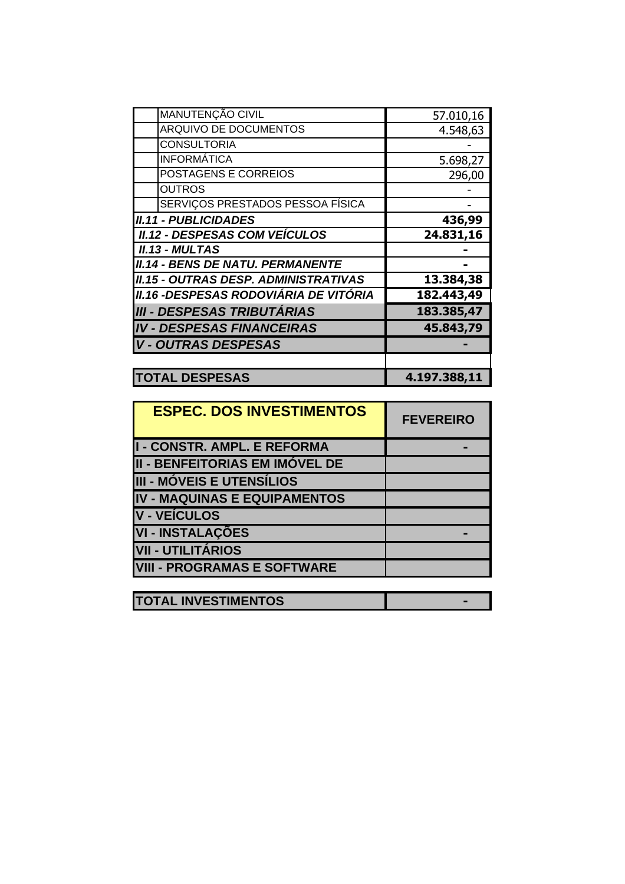| | | |
|---|---|---|
| | MANUTENÇÃO CIVIL | 57.010,16 |
| | ARQUIVO DE DOCUMENTOS | 4.548,63 |
| | CONSULTORIA | - |
| | INFORMÁTICA | 5.698,27 |
| | POSTAGENS E CORREIOS | 296,00 |
| | OUTROS | - |
| | SERVIÇOS PRESTADOS PESSOA FÍSICA | - |
| ***II.11 - PUBLICIDADES*** | | **436,99** |
| ***II.12 - DESPESAS COM VEÍCULOS*** | | **24.831,16** |
| ***II.13 - MULTAS*** | | **-** |
| ***II.14 - BENS DE NATU. PERMANENTE*** | | **-** |
| ***II.15 - OUTRAS DESP. ADMINISTRATIVAS*** | | **13.384,38** |
| ***II.16 -DESPESAS RODOVIÁRIA DE VITÓRIA*** | | **182.443,49** |
| ***III - DESPESAS TRIBUTÁRIAS*** | | **183.385,47** |
| ***IV - DESPESAS FINANCEIRAS*** | | **45.843,79** |
| ***V - OUTRAS DESPESAS*** | | **-** |
| | | |
| **TOTAL DESPESAS** | | **4.197.388,11** |

| ESPEC. DOS INVESTIMENTOS | FEVEREIRO |
|---|---|
| **I - CONSTR. AMPL. E REFORMA** | **-** |
| **II - BENFEITORIAS EM IMÓVEL DE** | |
| **III - MÓVEIS E UTENSÍLIOS** | |
| **IV - MAQUINAS E EQUIPAMENTOS** | |
| **V - VEÍCULOS** | |
| **VI - INSTALAÇÕES** | **-** |
| **VII - UTILITÁRIOS** | |
| **VIII - PROGRAMAS E SOFTWARE** | |

| | |
|---|---|
| **TOTAL INVESTIMENTOS** | **-** |